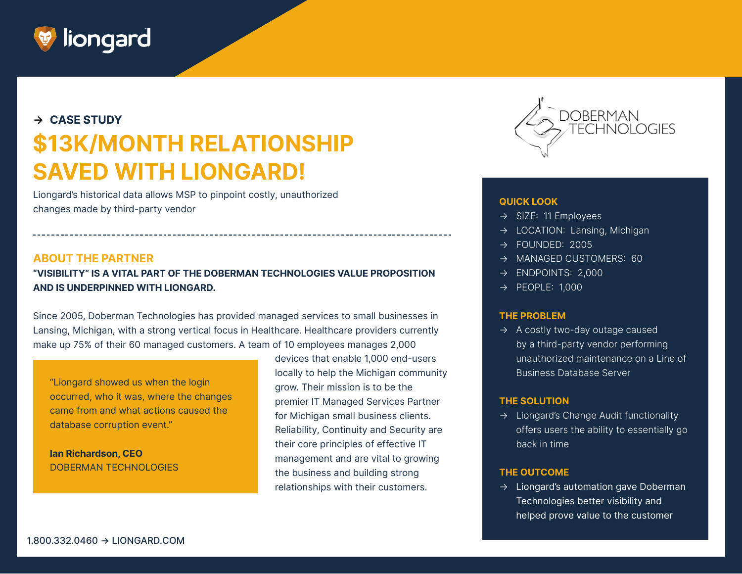→ **CASE STUDY**

# $13K/MONTH RELATIONSHIP SAVED WITH LIONGARD!

Liongard's historical data allows MSP to pinpoint costly, unauthorized changes made by third-party vendor

## ABOUT THE PARTNER

**"VISIBILITY" IS A VITAL PART OF THE DOBERMAN TECHNOLOGIES VALUE PROPOSITION AND IS UNDERPINNED WITH LIONGARD.**

Since 2005, Doberman Technologies has provided managed services to small businesses in Lansing, Michigan, with a strong vertical focus in Healthcare. Healthcare providers currently make up 75% of their 60 managed customers. A team of 10 employees manages 2,000 devices that enable 1,000 end-users locally to help the Michigan community grow. Their mission is to be the premier IT Managed Services Partner for Michigan small business clients. Reliability, Continuity and Security are their core principles of effective IT management and are vital to growing the business and building strong relationships with their customers.

> "Liongard showed us when the login occurred, who it was, where the changes came from and what actions caused the database corruption event."
>
> **Ian Richardson, CEO**
> DOBERMAN TECHNOLOGIES

## QUICK LOOK

- SIZE: 11 Employees
- LOCATION: Lansing, Michigan
- FOUNDED: 2005
- MANAGED CUSTOMERS: 60
- ENDPOINTS: 2,000
- PEOPLE: 1,000

## THE PROBLEM

- A costly two-day outage caused by a third-party vendor performing unauthorized maintenance on a Line of Business Database Server

## THE SOLUTION

- Liongard's Change Audit functionality offers users the ability to essentially go back in time

## THE OUTCOME

- Liongard's automation gave Doberman Technologies better visibility and helped prove value to the customer

1.800.332.0460 → LIONGARD.COM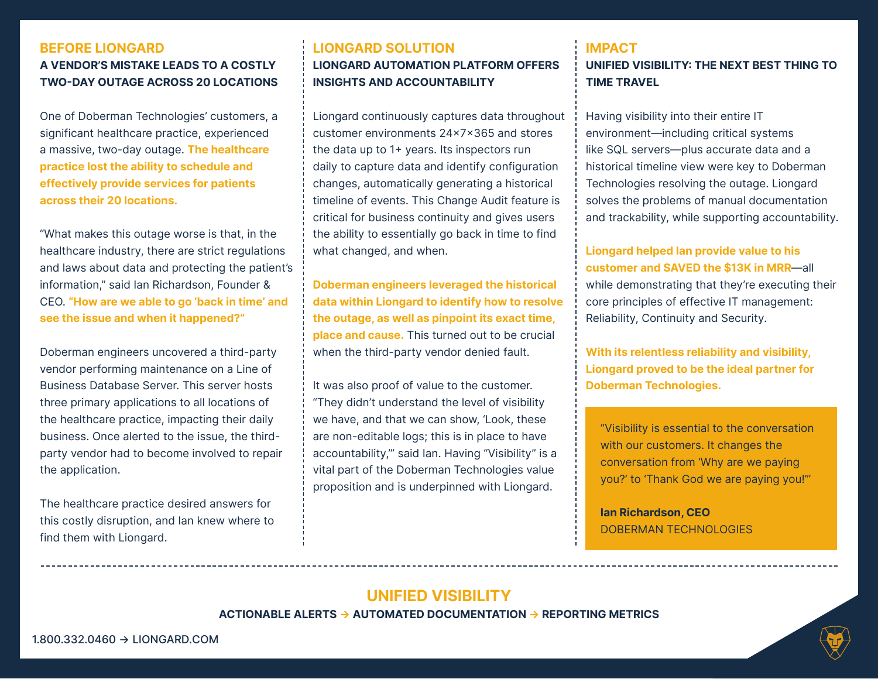## BEFORE LIONGARD

### A VENDOR'S MISTAKE LEADS TO A COSTLY TWO-DAY OUTAGE ACROSS 20 LOCATIONS

One of Doberman Technologies' customers, a significant healthcare practice, experienced a massive, two-day outage. **The healthcare practice lost the ability to schedule and effectively provide services for patients across their 20 locations.**

"What makes this outage worse is that, in the healthcare industry, there are strict regulations and laws about data and protecting the patient's information," said Ian Richardson, Founder & CEO. **"How are we able to go 'back in time' and see the issue and when it happened?"**

Doberman engineers uncovered a third-party vendor performing maintenance on a Line of Business Database Server. This server hosts three primary applications to all locations of the healthcare practice, impacting their daily business. Once alerted to the issue, the third-party vendor had to become involved to repair the application.

The healthcare practice desired answers for this costly disruption, and Ian knew where to find them with Liongard.

## LIONGARD SOLUTION

### LIONGARD AUTOMATION PLATFORM OFFERS INSIGHTS AND ACCOUNTABILITY

Liongard continuously captures data throughout customer environments 24×7×365 and stores the data up to 1+ years. Its inspectors run daily to capture data and identify configuration changes, automatically generating a historical timeline of events. This Change Audit feature is critical for business continuity and gives users the ability to essentially go back in time to find what changed, and when.

**Doberman engineers leveraged the historical data within Liongard to identify how to resolve the outage, as well as pinpoint its exact time, place and cause.** This turned out to be crucial when the third-party vendor denied fault.

It was also proof of value to the customer. "They didn't understand the level of visibility we have, and that we can show, 'Look, these are non-editable logs; this is in place to have accountability,'" said Ian. Having "Visibility" is a vital part of the Doberman Technologies value proposition and is underpinned with Liongard.

## IMPACT

### UNIFIED VISIBILITY: THE NEXT BEST THING TO TIME TRAVEL

Having visibility into their entire IT environment—including critical systems like SQL servers—plus accurate data and a historical timeline view were key to Doberman Technologies resolving the outage. Liongard solves the problems of manual documentation and trackability, while supporting accountability.

**Liongard helped Ian provide value to his customer and SAVED the $13K in MRR**—all while demonstrating that they're executing their core principles of effective IT management: Reliability, Continuity and Security.

**With its relentless reliability and visibility, Liongard proved to be the ideal partner for Doberman Technologies.**

> "Visibility is essential to the conversation with our customers. It changes the conversation from 'Why are we paying you?' to 'Thank God we are paying you!'"
>
> **Ian Richardson, CEO**
> DOBERMAN TECHNOLOGIES

## UNIFIED VISIBILITY

**ACTIONABLE ALERTS → AUTOMATED DOCUMENTATION → REPORTING METRICS**

1.800.332.0460 → LIONGARD.COM